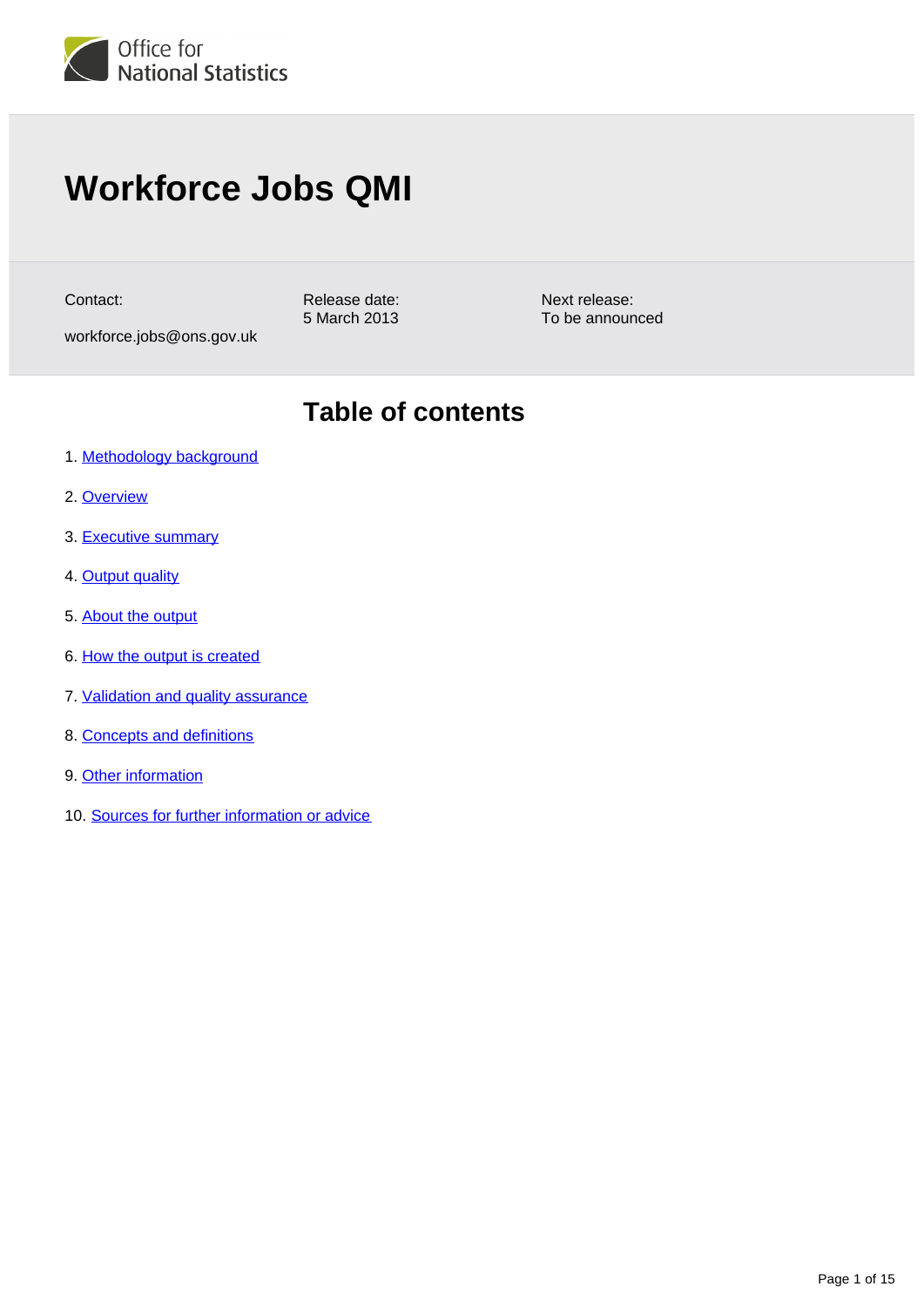Office for National Statistics

# Workforce Jobs QMI

Contact:
workforce.jobs@ons.gov.uk

Release date:
5 March 2013

Next release:
To be announced

## Table of contents

1. Methodology background
2. Overview
3. Executive summary
4. Output quality
5. About the output
6. How the output is created
7. Validation and quality assurance
8. Concepts and definitions
9. Other information
10. Sources for further information or advice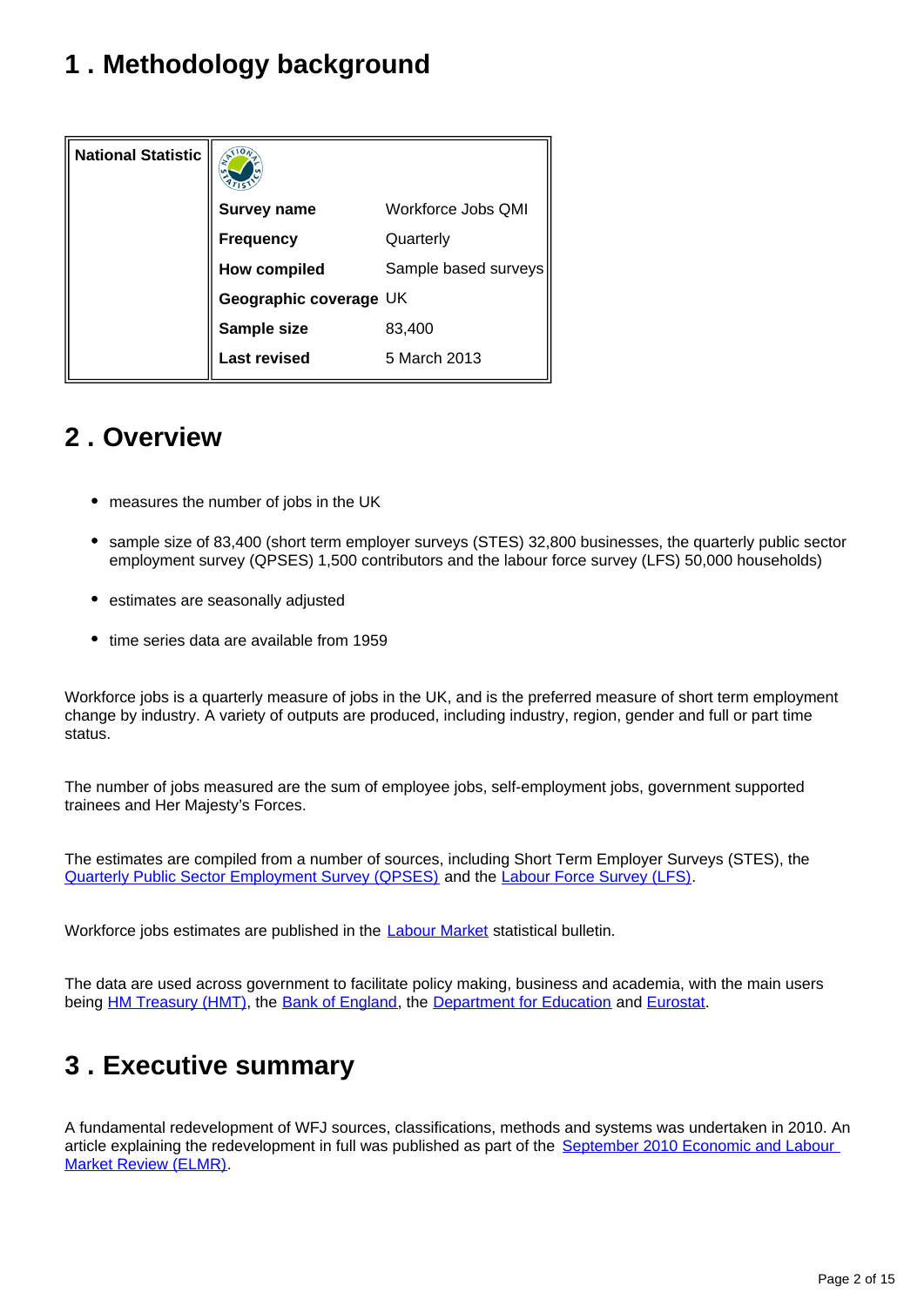# 1 . Methodology background

| National Statistic | | |
|---|---|---|
| | **Survey name** | Workforce Jobs QMI |
| | **Frequency** | Quarterly |
| | **How compiled** | Sample based surveys |
| | **Geographic coverage** | UK |
| | **Sample size** | 83,400 |
| | **Last revised** | 5 March 2013 |

# 2 . Overview

- measures the number of jobs in the UK
- sample size of 83,400 (short term employer surveys (STES) 32,800 businesses, the quarterly public sector employment survey (QPSES) 1,500 contributors and the labour force survey (LFS) 50,000 households)
- estimates are seasonally adjusted
- time series data are available from 1959

Workforce jobs is a quarterly measure of jobs in the UK, and is the preferred measure of short term employment change by industry. A variety of outputs are produced, including industry, region, gender and full or part time status.

The number of jobs measured are the sum of employee jobs, self-employment jobs, government supported trainees and Her Majesty's Forces.

The estimates are compiled from a number of sources, including Short Term Employer Surveys (STES), the Quarterly Public Sector Employment Survey (QPSES) and the Labour Force Survey (LFS).

Workforce jobs estimates are published in the Labour Market statistical bulletin.

The data are used across government to facilitate policy making, business and academia, with the main users being HM Treasury (HMT), the Bank of England, the Department for Education and Eurostat.

# 3 . Executive summary

A fundamental redevelopment of WFJ sources, classifications, methods and systems was undertaken in 2010. An article explaining the redevelopment in full was published as part of the September 2010 Economic and Labour Market Review (ELMR).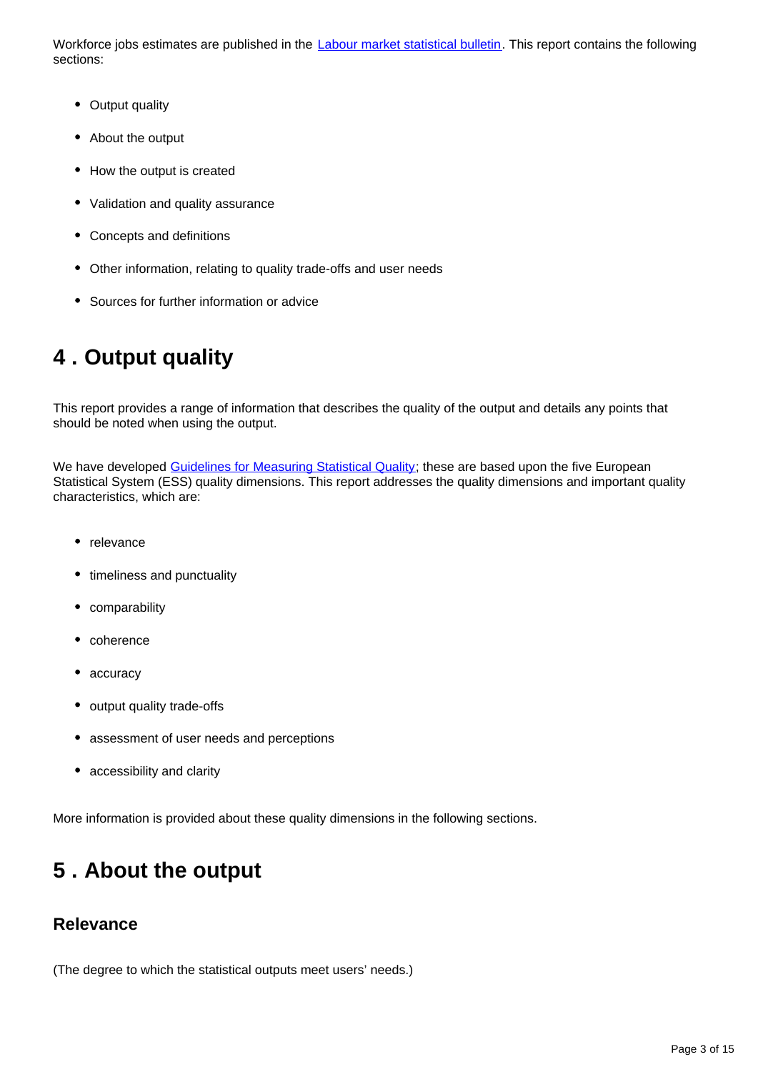Workforce jobs estimates are published in the [Labour market statistical bulletin](). This report contains the following sections:

- Output quality
- About the output
- How the output is created
- Validation and quality assurance
- Concepts and definitions
- Other information, relating to quality trade-offs and user needs
- Sources for further information or advice

## 4 . Output quality

This report provides a range of information that describes the quality of the output and details any points that should be noted when using the output.

We have developed [Guidelines for Measuring Statistical Quality](); these are based upon the five European Statistical System (ESS) quality dimensions. This report addresses the quality dimensions and important quality characteristics, which are:

- relevance
- timeliness and punctuality
- comparability
- coherence
- accuracy
- output quality trade-offs
- assessment of user needs and perceptions
- accessibility and clarity

More information is provided about these quality dimensions in the following sections.

## 5 . About the output

### Relevance

(The degree to which the statistical outputs meet users' needs.)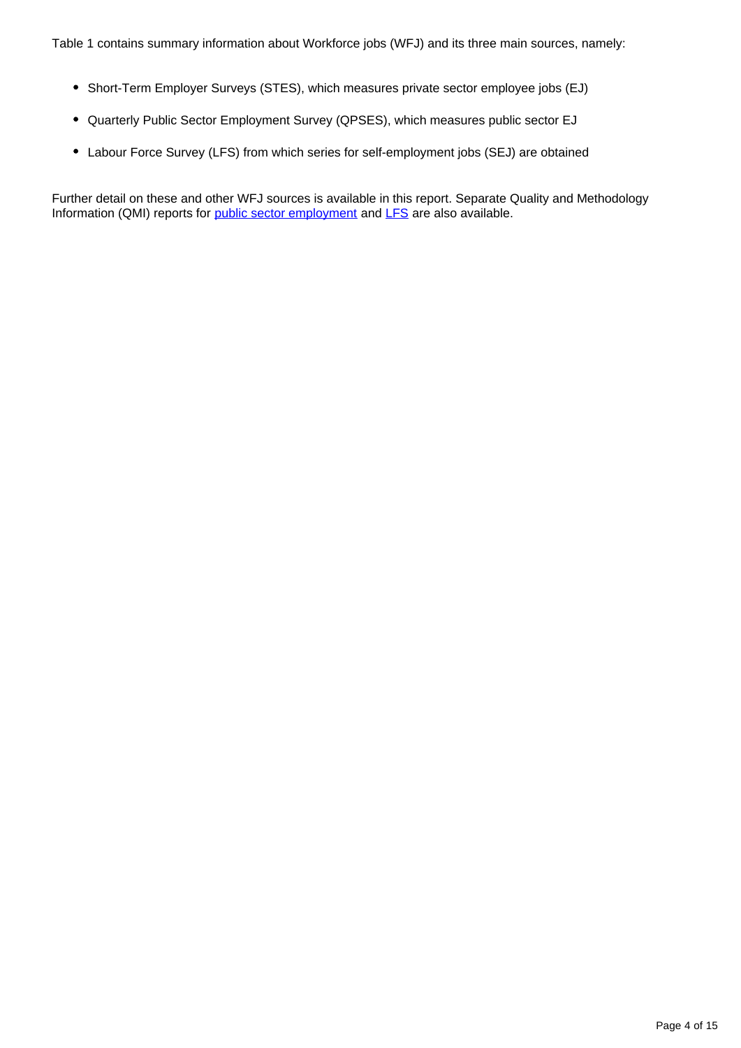Table 1 contains summary information about Workforce jobs (WFJ) and its three main sources, namely:

- Short-Term Employer Surveys (STES), which measures private sector employee jobs (EJ)
- Quarterly Public Sector Employment Survey (QPSES), which measures public sector EJ
- Labour Force Survey (LFS) from which series for self-employment jobs (SEJ) are obtained

Further detail on these and other WFJ sources is available in this report. Separate Quality and Methodology Information (QMI) reports for public sector employment and LFS are also available.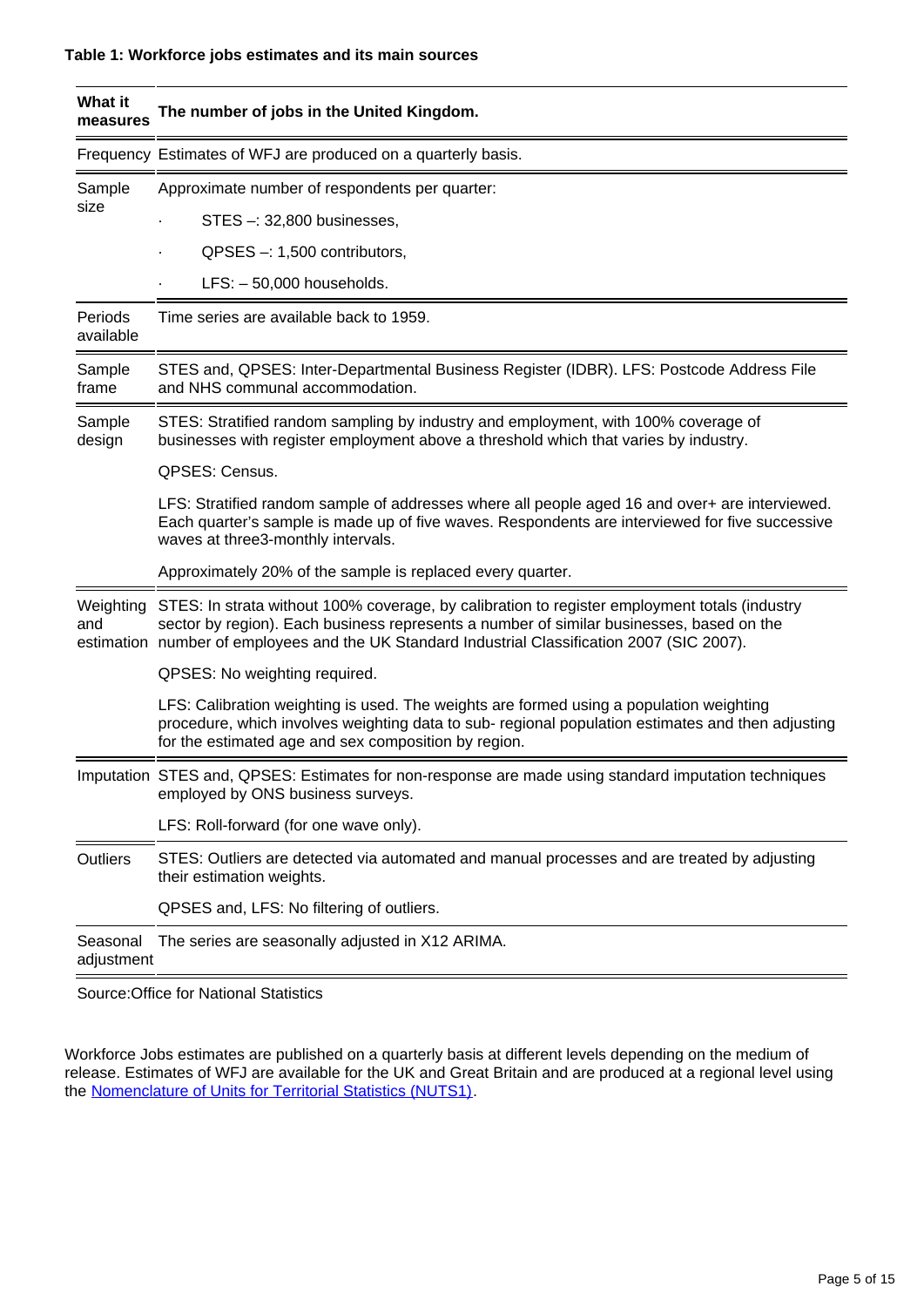**Table 1: Workforce jobs estimates and its main sources**

| What it measures | The number of jobs in the United Kingdom. |
|---|---|
| Frequency | Estimates of WFJ are produced on a quarterly basis. |
| Sample size | Approximate number of respondents per quarter:<br>· STES –: 32,800 businesses,<br>· QPSES –: 1,500 contributors,<br>· LFS: – 50,000 households. |
| Periods available | Time series are available back to 1959. |
| Sample frame | STES and, QPSES: Inter-Departmental Business Register (IDBR). LFS: Postcode Address File and NHS communal accommodation. |
| Sample design | STES: Stratified random sampling by industry and employment, with 100% coverage of businesses with register employment above a threshold which that varies by industry.<br>QPSES: Census.<br>LFS: Stratified random sample of addresses where all people aged 16 and over+ are interviewed. Each quarter's sample is made up of five waves. Respondents are interviewed for five successive waves at three3-monthly intervals.<br>Approximately 20% of the sample is replaced every quarter. |
| Weighting and estimation | STES: In strata without 100% coverage, by calibration to register employment totals (industry sector by region). Each business represents a number of similar businesses, based on the number of employees and the UK Standard Industrial Classification 2007 (SIC 2007).<br>QPSES: No weighting required.<br>LFS: Calibration weighting is used. The weights are formed using a population weighting procedure, which involves weighting data to sub- regional population estimates and then adjusting for the estimated age and sex composition by region. |
| Imputation | STES and, QPSES: Estimates for non-response are made using standard imputation techniques employed by ONS business surveys.<br>LFS: Roll-forward (for one wave only). |
| Outliers | STES: Outliers are detected via automated and manual processes and are treated by adjusting their estimation weights.<br>QPSES and, LFS: No filtering of outliers. |
| Seasonal adjustment | The series are seasonally adjusted in X12 ARIMA. |

Source:Office for National Statistics

Workforce Jobs estimates are published on a quarterly basis at different levels depending on the medium of release. Estimates of WFJ are available for the UK and Great Britain and are produced at a regional level using the [Nomenclature of Units for Territorial Statistics (NUTS1)](#).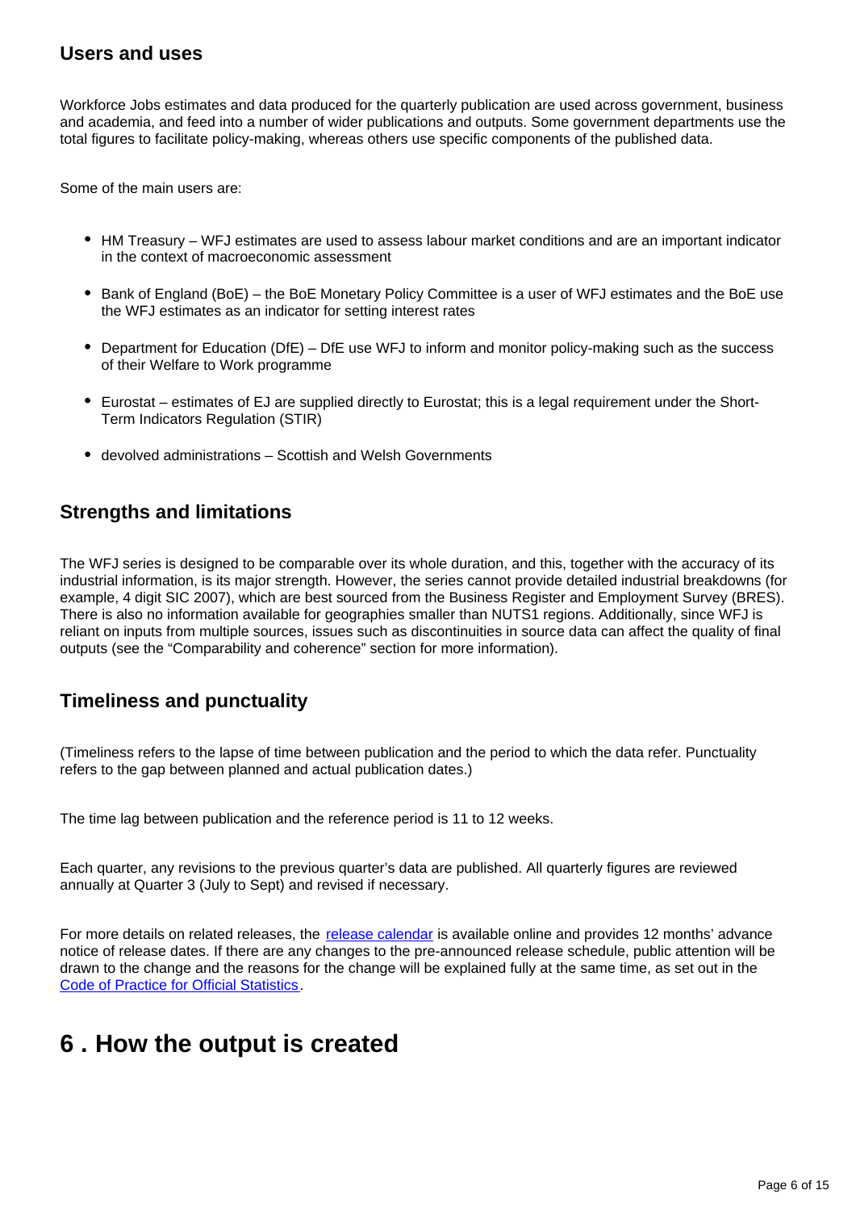### Users and uses

Workforce Jobs estimates and data produced for the quarterly publication are used across government, business and academia, and feed into a number of wider publications and outputs. Some government departments use the total figures to facilitate policy-making, whereas others use specific components of the published data.

Some of the main users are:

- HM Treasury – WFJ estimates are used to assess labour market conditions and are an important indicator in the context of macroeconomic assessment
- Bank of England (BoE) – the BoE Monetary Policy Committee is a user of WFJ estimates and the BoE use the WFJ estimates as an indicator for setting interest rates
- Department for Education (DfE) – DfE use WFJ to inform and monitor policy-making such as the success of their Welfare to Work programme
- Eurostat – estimates of EJ are supplied directly to Eurostat; this is a legal requirement under the Short-Term Indicators Regulation (STIR)
- devolved administrations – Scottish and Welsh Governments

### Strengths and limitations

The WFJ series is designed to be comparable over its whole duration, and this, together with the accuracy of its industrial information, is its major strength. However, the series cannot provide detailed industrial breakdowns (for example, 4 digit SIC 2007), which are best sourced from the Business Register and Employment Survey (BRES). There is also no information available for geographies smaller than NUTS1 regions. Additionally, since WFJ is reliant on inputs from multiple sources, issues such as discontinuities in source data can affect the quality of final outputs (see the "Comparability and coherence" section for more information).

### Timeliness and punctuality

(Timeliness refers to the lapse of time between publication and the period to which the data refer. Punctuality refers to the gap between planned and actual publication dates.)

The time lag between publication and the reference period is 11 to 12 weeks.

Each quarter, any revisions to the previous quarter's data are published. All quarterly figures are reviewed annually at Quarter 3 (July to Sept) and revised if necessary.

For more details on related releases, the [release calendar](#) is available online and provides 12 months' advance notice of release dates. If there are any changes to the pre-announced release schedule, public attention will be drawn to the change and the reasons for the change will be explained fully at the same time, as set out in the [Code of Practice for Official Statistics](#).

## 6 . How the output is created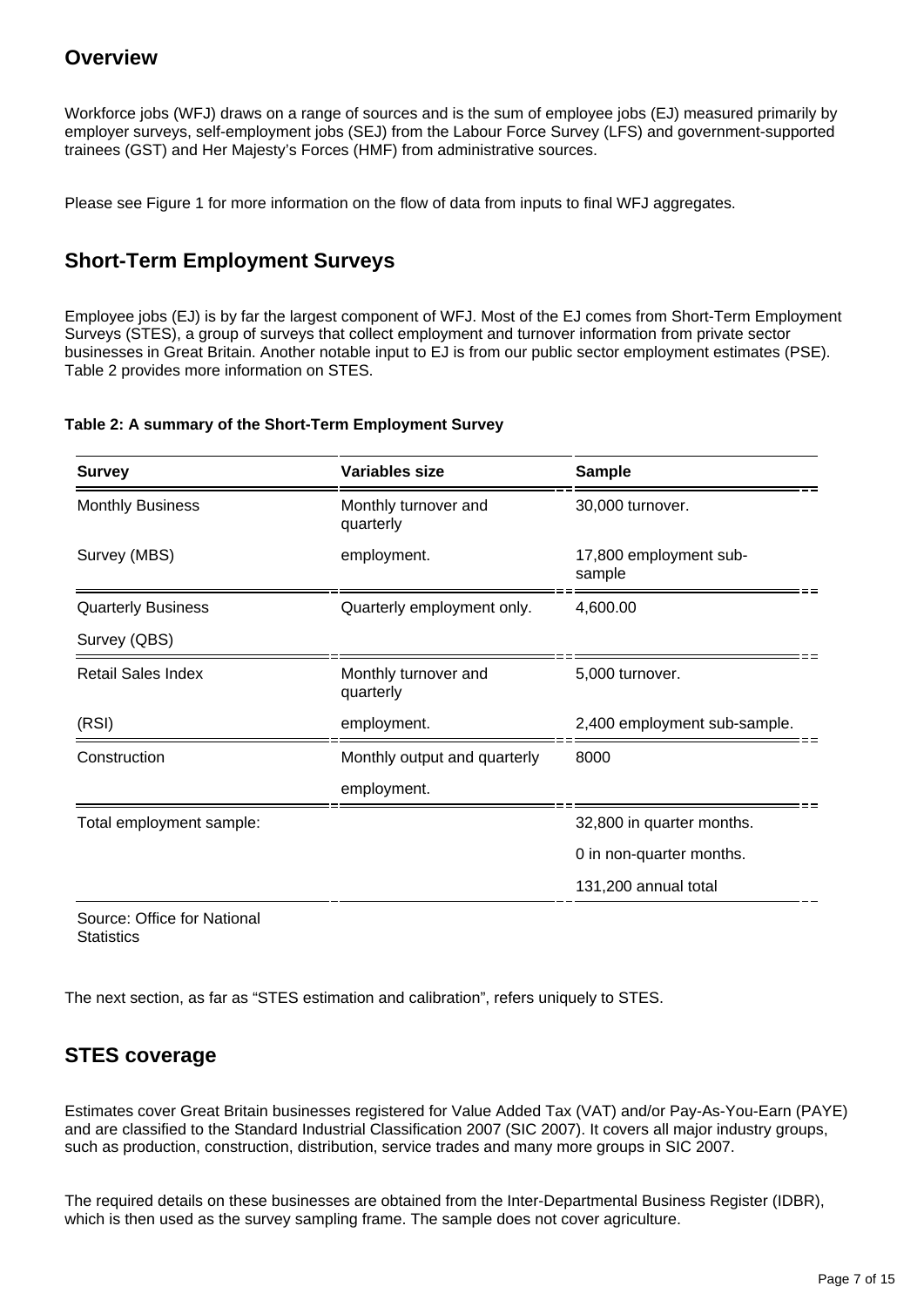## Overview

Workforce jobs (WFJ) draws on a range of sources and is the sum of employee jobs (EJ) measured primarily by employer surveys, self-employment jobs (SEJ) from the Labour Force Survey (LFS) and government-supported trainees (GST) and Her Majesty's Forces (HMF) from administrative sources.

Please see Figure 1 for more information on the flow of data from inputs to final WFJ aggregates.

## Short-Term Employment Surveys

Employee jobs (EJ) is by far the largest component of WFJ. Most of the EJ comes from Short-Term Employment Surveys (STES), a group of surveys that collect employment and turnover information from private sector businesses in Great Britain. Another notable input to EJ is from our public sector employment estimates (PSE). Table 2 provides more information on STES.

**Table 2: A summary of the Short-Term Employment Survey**

| Survey | Variables size | Sample |
|---|---|---|
| Monthly Business Survey (MBS) | Monthly turnover and quarterly employment. | 30,000 turnover. 17,800 employment sub-sample |
| Quarterly Business Survey (QBS) | Quarterly employment only. | 4,600.00 |
| Retail Sales Index (RSI) | Monthly turnover and quarterly employment. | 5,000 turnover. 2,400 employment sub-sample. |
| Construction | Monthly output and quarterly employment. | 8000 |
| Total employment sample: | | 32,800 in quarter months. 0 in non-quarter months. 131,200 annual total |

Source: Office for National Statistics

The next section, as far as "STES estimation and calibration", refers uniquely to STES.

## STES coverage

Estimates cover Great Britain businesses registered for Value Added Tax (VAT) and/or Pay-As-You-Earn (PAYE) and are classified to the Standard Industrial Classification 2007 (SIC 2007). It covers all major industry groups, such as production, construction, distribution, service trades and many more groups in SIC 2007.

The required details on these businesses are obtained from the Inter-Departmental Business Register (IDBR), which is then used as the survey sampling frame. The sample does not cover agriculture.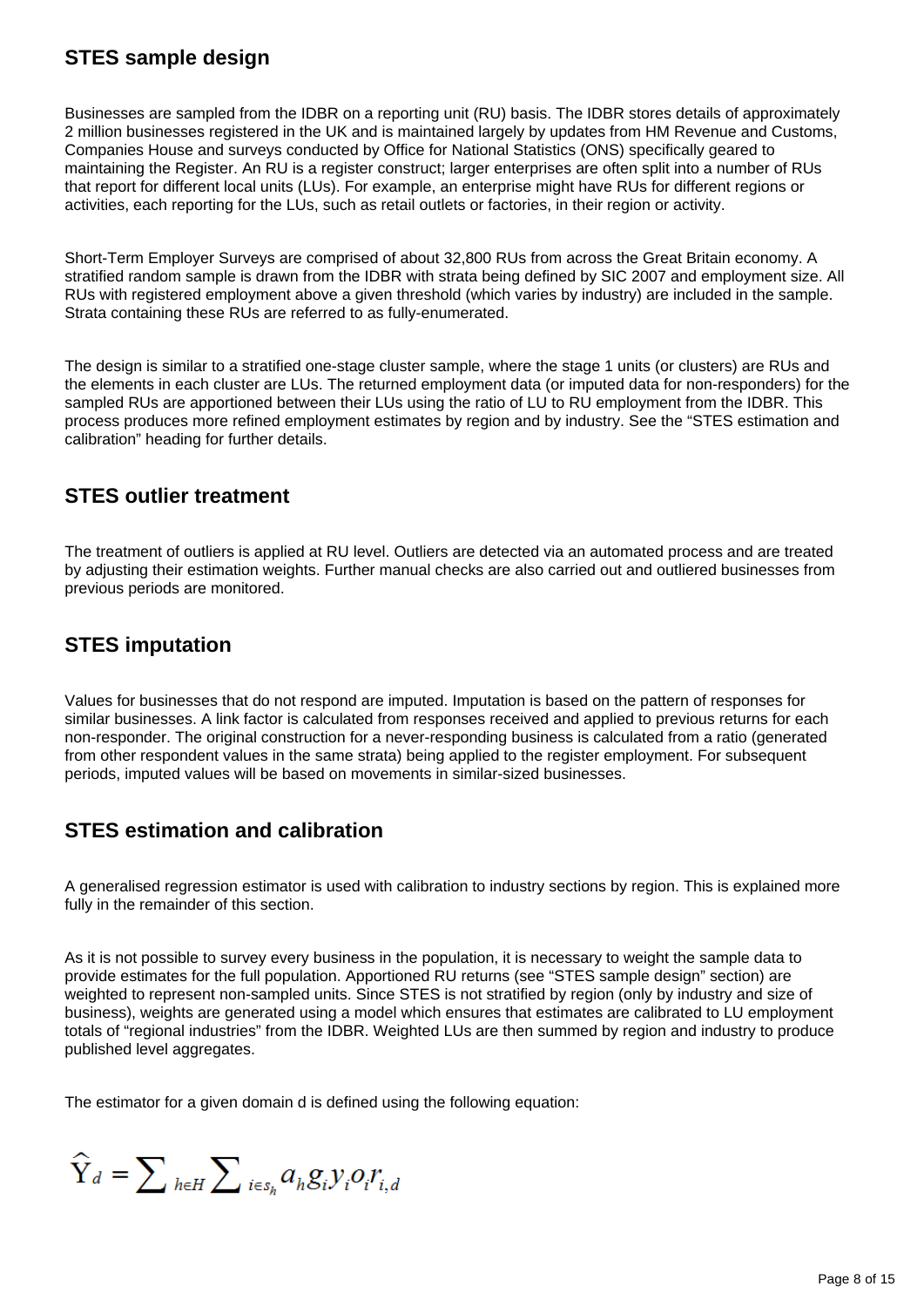## STES sample design

Businesses are sampled from the IDBR on a reporting unit (RU) basis. The IDBR stores details of approximately 2 million businesses registered in the UK and is maintained largely by updates from HM Revenue and Customs, Companies House and surveys conducted by Office for National Statistics (ONS) specifically geared to maintaining the Register. An RU is a register construct; larger enterprises are often split into a number of RUs that report for different local units (LUs). For example, an enterprise might have RUs for different regions or activities, each reporting for the LUs, such as retail outlets or factories, in their region or activity.

Short-Term Employer Surveys are comprised of about 32,800 RUs from across the Great Britain economy. A stratified random sample is drawn from the IDBR with strata being defined by SIC 2007 and employment size. All RUs with registered employment above a given threshold (which varies by industry) are included in the sample. Strata containing these RUs are referred to as fully-enumerated.

The design is similar to a stratified one-stage cluster sample, where the stage 1 units (or clusters) are RUs and the elements in each cluster are LUs. The returned employment data (or imputed data for non-responders) for the sampled RUs are apportioned between their LUs using the ratio of LU to RU employment from the IDBR. This process produces more refined employment estimates by region and by industry. See the “STES estimation and calibration” heading for further details.

## STES outlier treatment

The treatment of outliers is applied at RU level. Outliers are detected via an automated process and are treated by adjusting their estimation weights. Further manual checks are also carried out and outliered businesses from previous periods are monitored.

## STES imputation

Values for businesses that do not respond are imputed. Imputation is based on the pattern of responses for similar businesses. A link factor is calculated from responses received and applied to previous returns for each non-responder. The original construction for a never-responding business is calculated from a ratio (generated from other respondent values in the same strata) being applied to the register employment. For subsequent periods, imputed values will be based on movements in similar-sized businesses.

## STES estimation and calibration

A generalised regression estimator is used with calibration to industry sections by region. This is explained more fully in the remainder of this section.

As it is not possible to survey every business in the population, it is necessary to weight the sample data to provide estimates for the full population. Apportioned RU returns (see “STES sample design” section) are weighted to represent non-sampled units. Since STES is not stratified by region (only by industry and size of business), weights are generated using a model which ensures that estimates are calibrated to LU employment totals of “regional industries” from the IDBR. Weighted LUs are then summed by region and industry to produce published level aggregates.

The estimator for a given domain d is defined using the following equation:

$$\widehat{Y}_d = \sum_{h \in H} \sum_{i \in s_h} a_h g_i y_i o_i r_{i,d}$$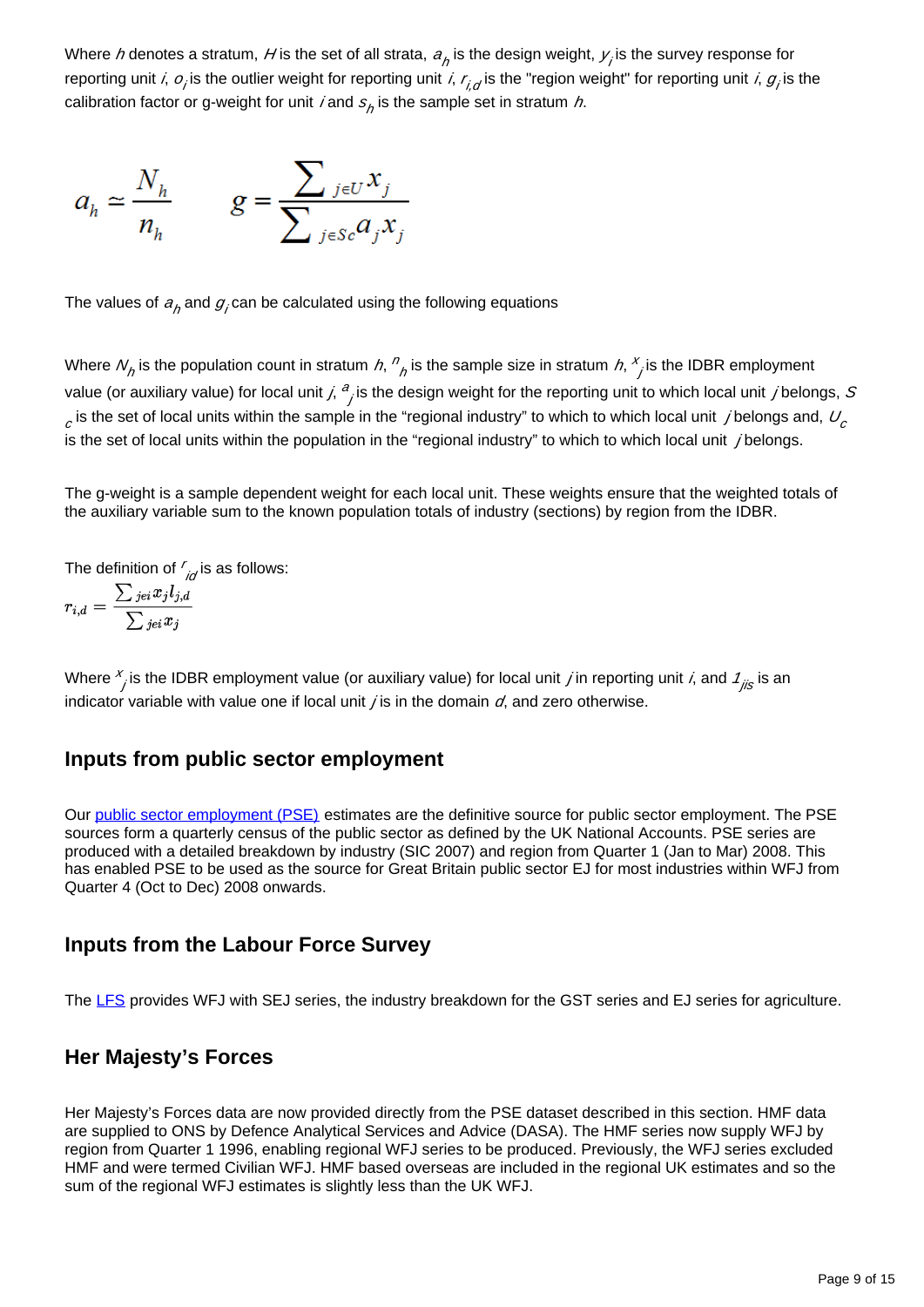Where $h$ denotes a stratum, $H$ is the set of all strata, $a_h$ is the design weight, $y_i$ is the survey response for reporting unit $i$, $o_i$ is the outlier weight for reporting unit $i$, $r_{i,d}$ is the "region weight" for reporting unit $i$, $g_i$ is the calibration factor or g-weight for unit $i$ and $s_h$ is the sample set in stratum $h$.

$$a_h \simeq \frac{N_h}{n_h} \qquad g = \frac{\sum_{j \in U} x_j}{\sum_{j \in Sc} a_j x_j}$$

The values of $a_h$ and $g_i$ can be calculated using the following equations

Where $N_h$ is the population count in stratum $h$, $n_h$ is the sample size in stratum $h$, $x_j$ is the IDBR employment value (or auxiliary value) for local unit $j$, $a_j$ is the design weight for the reporting unit to which local unit $j$ belongs, $S_c$ is the set of local units within the sample in the "regional industry" to which to which local unit $j$ belongs and, $U_c$ is the set of local units within the population in the "regional industry" to which to which local unit $j$ belongs.

The g-weight is a sample dependent weight for each local unit. These weights ensure that the weighted totals of the auxiliary variable sum to the known population totals of industry (sections) by region from the IDBR.

The definition of $r_{id}$ is as follows:

$$r_{i,d} = \frac{\sum_{j \epsilon i} x_j l_{j,d}}{\sum_{j \epsilon i} x_j}$$

Where $x_j$ is the IDBR employment value (or auxiliary value) for local unit $j$ in reporting unit $i$, and $1_{jis}$ is an indicator variable with value one if local unit $j$ is in the domain $d$, and zero otherwise.

## Inputs from public sector employment

Our public sector employment (PSE) estimates are the definitive source for public sector employment. The PSE sources form a quarterly census of the public sector as defined by the UK National Accounts. PSE series are produced with a detailed breakdown by industry (SIC 2007) and region from Quarter 1 (Jan to Mar) 2008. This has enabled PSE to be used as the source for Great Britain public sector EJ for most industries within WFJ from Quarter 4 (Oct to Dec) 2008 onwards.

## Inputs from the Labour Force Survey

The LFS provides WFJ with SEJ series, the industry breakdown for the GST series and EJ series for agriculture.

## Her Majesty's Forces

Her Majesty's Forces data are now provided directly from the PSE dataset described in this section. HMF data are supplied to ONS by Defence Analytical Services and Advice (DASA). The HMF series now supply WFJ by region from Quarter 1 1996, enabling regional WFJ series to be produced. Previously, the WFJ series excluded HMF and were termed Civilian WFJ. HMF based overseas are included in the regional UK estimates and so the sum of the regional WFJ estimates is slightly less than the UK WFJ.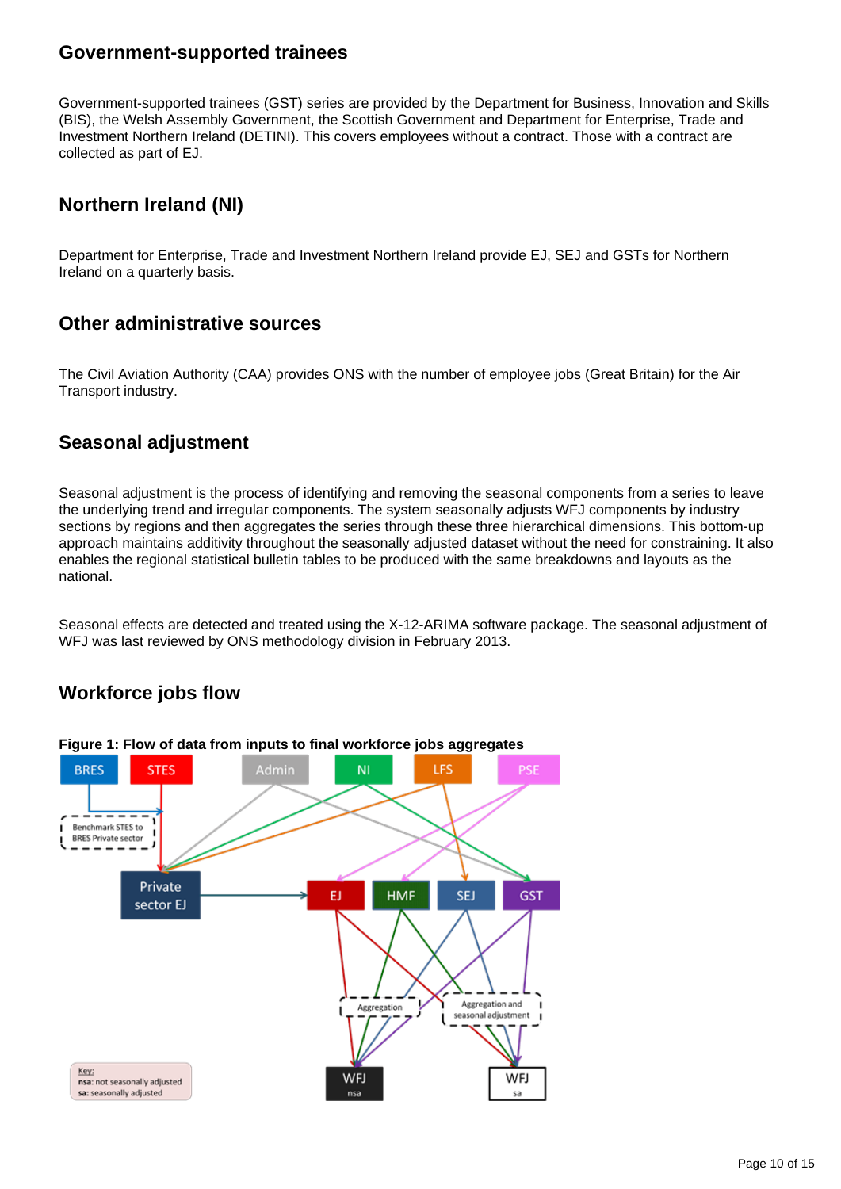## Government-supported trainees

Government-supported trainees (GST) series are provided by the Department for Business, Innovation and Skills (BIS), the Welsh Assembly Government, the Scottish Government and Department for Enterprise, Trade and Investment Northern Ireland (DETINI). This covers employees without a contract. Those with a contract are collected as part of EJ.

## Northern Ireland (NI)

Department for Enterprise, Trade and Investment Northern Ireland provide EJ, SEJ and GSTs for Northern Ireland on a quarterly basis.

## Other administrative sources

The Civil Aviation Authority (CAA) provides ONS with the number of employee jobs (Great Britain) for the Air Transport industry.

## Seasonal adjustment

Seasonal adjustment is the process of identifying and removing the seasonal components from a series to leave the underlying trend and irregular components. The system seasonally adjusts WFJ components by industry sections by regions and then aggregates the series through these three hierarchical dimensions. This bottom-up approach maintains additivity throughout the seasonally adjusted dataset without the need for constraining. It also enables the regional statistical bulletin tables to be produced with the same breakdowns and layouts as the national.

Seasonal effects are detected and treated using the X-12-ARIMA software package. The seasonal adjustment of WFJ was last reviewed by ONS methodology division in February 2013.

## Workforce jobs flow

**Figure 1: Flow of data from inputs to final workforce jobs aggregates**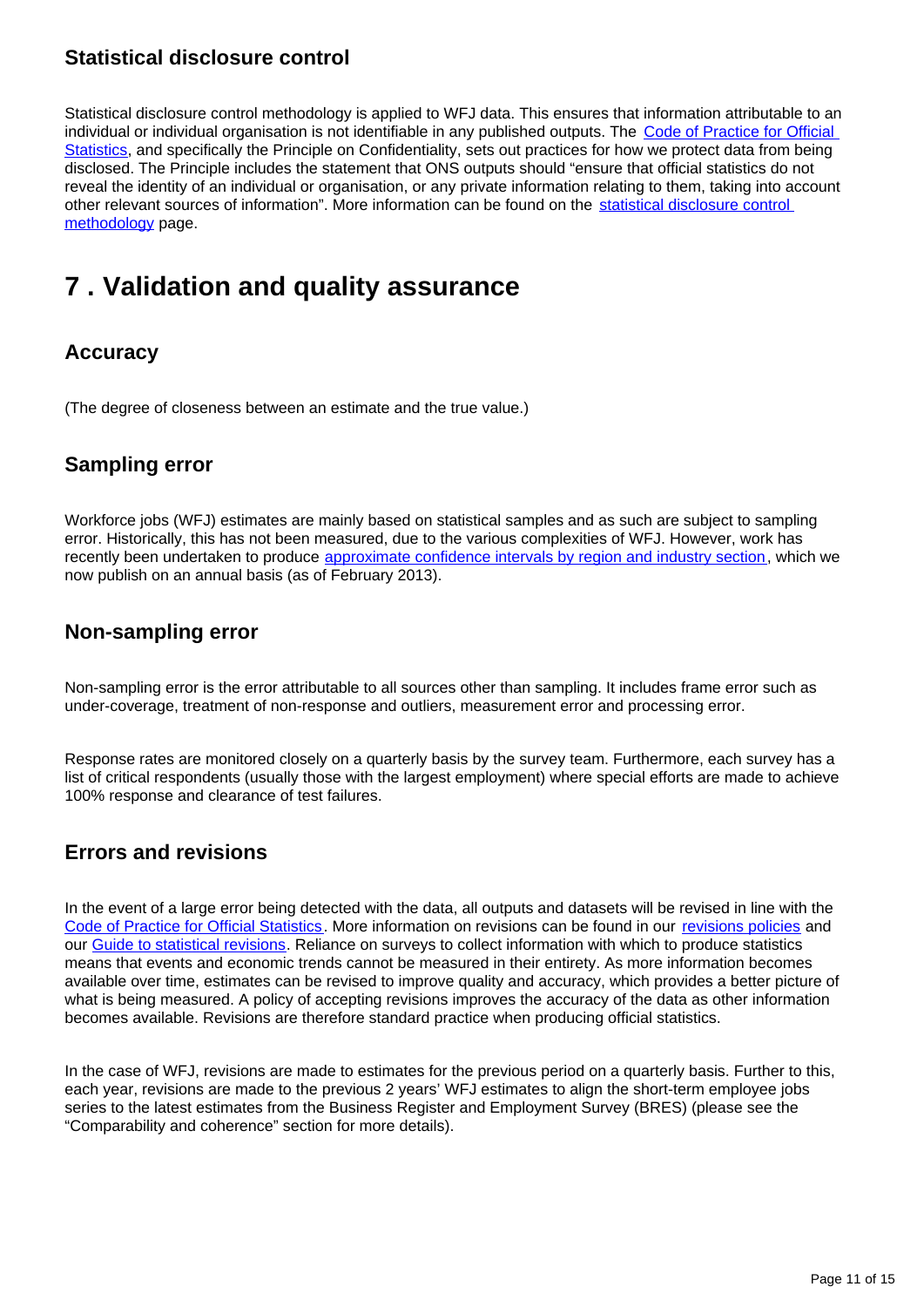### Statistical disclosure control

Statistical disclosure control methodology is applied to WFJ data. This ensures that information attributable to an individual or individual organisation is not identifiable in any published outputs. The Code of Practice for Official Statistics, and specifically the Principle on Confidentiality, sets out practices for how we protect data from being disclosed. The Principle includes the statement that ONS outputs should "ensure that official statistics do not reveal the identity of an individual or organisation, or any private information relating to them, taking into account other relevant sources of information". More information can be found on the statistical disclosure control methodology page.

## 7 . Validation and quality assurance

### Accuracy

(The degree of closeness between an estimate and the true value.)

### Sampling error

Workforce jobs (WFJ) estimates are mainly based on statistical samples and as such are subject to sampling error. Historically, this has not been measured, due to the various complexities of WFJ. However, work has recently been undertaken to produce approximate confidence intervals by region and industry section, which we now publish on an annual basis (as of February 2013).

### Non-sampling error

Non-sampling error is the error attributable to all sources other than sampling. It includes frame error such as under-coverage, treatment of non-response and outliers, measurement error and processing error.

Response rates are monitored closely on a quarterly basis by the survey team. Furthermore, each survey has a list of critical respondents (usually those with the largest employment) where special efforts are made to achieve 100% response and clearance of test failures.

### Errors and revisions

In the event of a large error being detected with the data, all outputs and datasets will be revised in line with the Code of Practice for Official Statistics. More information on revisions can be found in our revisions policies and our Guide to statistical revisions. Reliance on surveys to collect information with which to produce statistics means that events and economic trends cannot be measured in their entirety. As more information becomes available over time, estimates can be revised to improve quality and accuracy, which provides a better picture of what is being measured. A policy of accepting revisions improves the accuracy of the data as other information becomes available. Revisions are therefore standard practice when producing official statistics.

In the case of WFJ, revisions are made to estimates for the previous period on a quarterly basis. Further to this, each year, revisions are made to the previous 2 years' WFJ estimates to align the short-term employee jobs series to the latest estimates from the Business Register and Employment Survey (BRES) (please see the "Comparability and coherence" section for more details).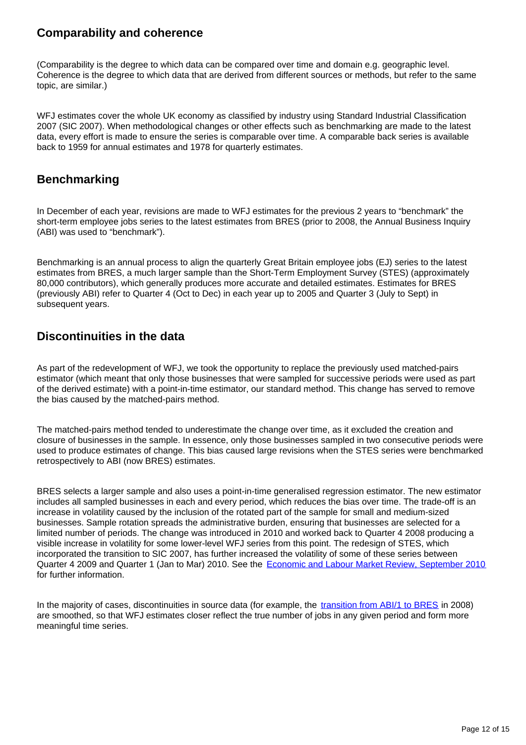## Comparability and coherence

(Comparability is the degree to which data can be compared over time and domain e.g. geographic level. Coherence is the degree to which data that are derived from different sources or methods, but refer to the same topic, are similar.)

WFJ estimates cover the whole UK economy as classified by industry using Standard Industrial Classification 2007 (SIC 2007). When methodological changes or other effects such as benchmarking are made to the latest data, every effort is made to ensure the series is comparable over time. A comparable back series is available back to 1959 for annual estimates and 1978 for quarterly estimates.

## Benchmarking

In December of each year, revisions are made to WFJ estimates for the previous 2 years to "benchmark" the short-term employee jobs series to the latest estimates from BRES (prior to 2008, the Annual Business Inquiry (ABI) was used to "benchmark").

Benchmarking is an annual process to align the quarterly Great Britain employee jobs (EJ) series to the latest estimates from BRES, a much larger sample than the Short-Term Employment Survey (STES) (approximately 80,000 contributors), which generally produces more accurate and detailed estimates. Estimates for BRES (previously ABI) refer to Quarter 4 (Oct to Dec) in each year up to 2005 and Quarter 3 (July to Sept) in subsequent years.

## Discontinuities in the data

As part of the redevelopment of WFJ, we took the opportunity to replace the previously used matched-pairs estimator (which meant that only those businesses that were sampled for successive periods were used as part of the derived estimate) with a point-in-time estimator, our standard method. This change has served to remove the bias caused by the matched-pairs method.

The matched-pairs method tended to underestimate the change over time, as it excluded the creation and closure of businesses in the sample. In essence, only those businesses sampled in two consecutive periods were used to produce estimates of change. This bias caused large revisions when the STES series were benchmarked retrospectively to ABI (now BRES) estimates.

BRES selects a larger sample and also uses a point-in-time generalised regression estimator. The new estimator includes all sampled businesses in each and every period, which reduces the bias over time. The trade-off is an increase in volatility caused by the inclusion of the rotated part of the sample for small and medium-sized businesses. Sample rotation spreads the administrative burden, ensuring that businesses are selected for a limited number of periods. The change was introduced in 2010 and worked back to Quarter 4 2008 producing a visible increase in volatility for some lower-level WFJ series from this point. The redesign of STES, which incorporated the transition to SIC 2007, has further increased the volatility of some of these series between Quarter 4 2009 and Quarter 1 (Jan to Mar) 2010. See the [Economic and Labour Market Review, September 2010] for further information.

In the majority of cases, discontinuities in source data (for example, the [transition from ABI/1 to BRES] in 2008) are smoothed, so that WFJ estimates closer reflect the true number of jobs in any given period and form more meaningful time series.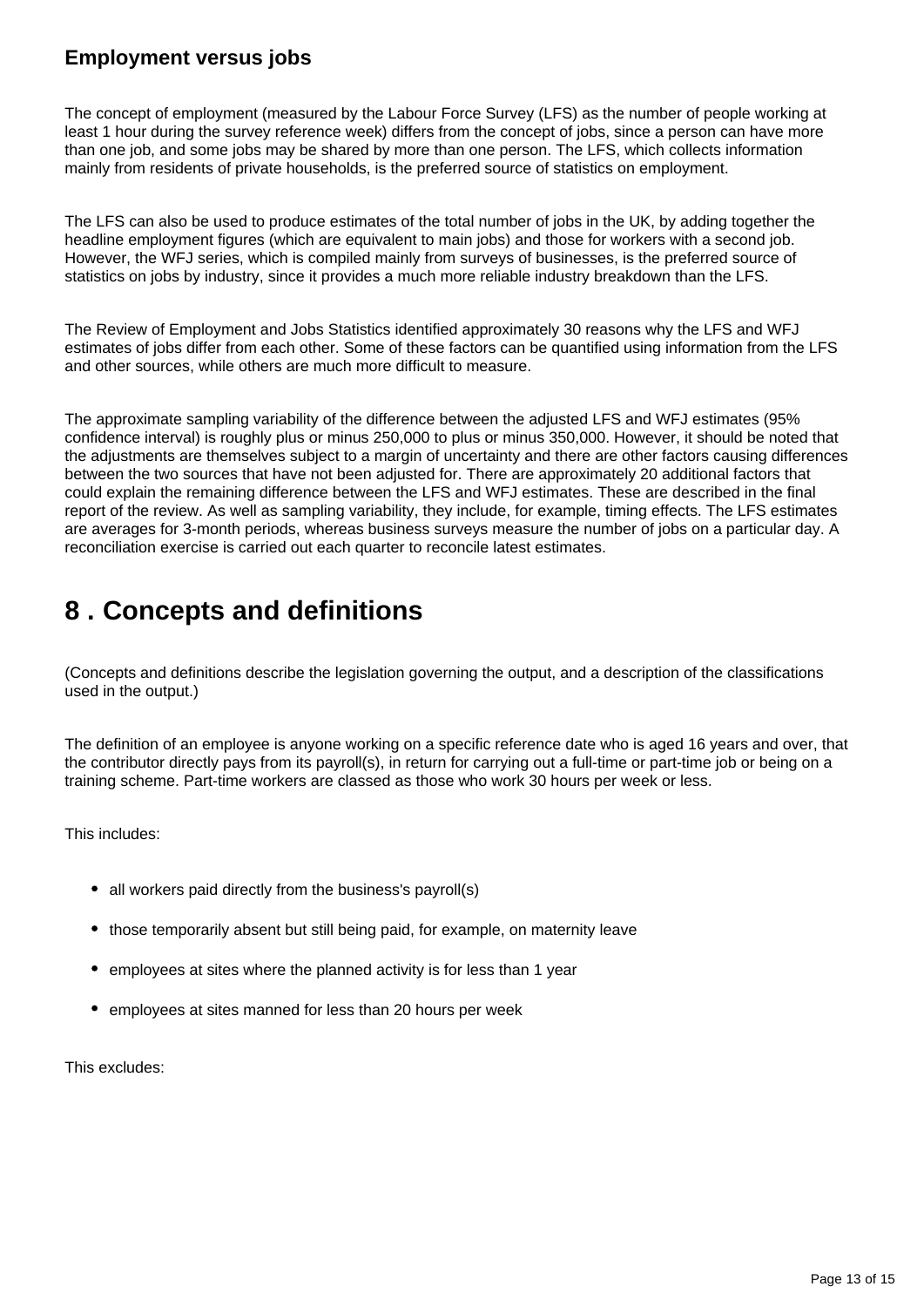### Employment versus jobs

The concept of employment (measured by the Labour Force Survey (LFS) as the number of people working at least 1 hour during the survey reference week) differs from the concept of jobs, since a person can have more than one job, and some jobs may be shared by more than one person. The LFS, which collects information mainly from residents of private households, is the preferred source of statistics on employment.

The LFS can also be used to produce estimates of the total number of jobs in the UK, by adding together the headline employment figures (which are equivalent to main jobs) and those for workers with a second job. However, the WFJ series, which is compiled mainly from surveys of businesses, is the preferred source of statistics on jobs by industry, since it provides a much more reliable industry breakdown than the LFS.

The Review of Employment and Jobs Statistics identified approximately 30 reasons why the LFS and WFJ estimates of jobs differ from each other. Some of these factors can be quantified using information from the LFS and other sources, while others are much more difficult to measure.

The approximate sampling variability of the difference between the adjusted LFS and WFJ estimates (95% confidence interval) is roughly plus or minus 250,000 to plus or minus 350,000. However, it should be noted that the adjustments are themselves subject to a margin of uncertainty and there are other factors causing differences between the two sources that have not been adjusted for. There are approximately 20 additional factors that could explain the remaining difference between the LFS and WFJ estimates. These are described in the final report of the review. As well as sampling variability, they include, for example, timing effects. The LFS estimates are averages for 3-month periods, whereas business surveys measure the number of jobs on a particular day. A reconciliation exercise is carried out each quarter to reconcile latest estimates.

## 8 . Concepts and definitions

(Concepts and definitions describe the legislation governing the output, and a description of the classifications used in the output.)

The definition of an employee is anyone working on a specific reference date who is aged 16 years and over, that the contributor directly pays from its payroll(s), in return for carrying out a full-time or part-time job or being on a training scheme. Part-time workers are classed as those who work 30 hours per week or less.

This includes:

- all workers paid directly from the business's payroll(s)
- those temporarily absent but still being paid, for example, on maternity leave
- employees at sites where the planned activity is for less than 1 year
- employees at sites manned for less than 20 hours per week

This excludes: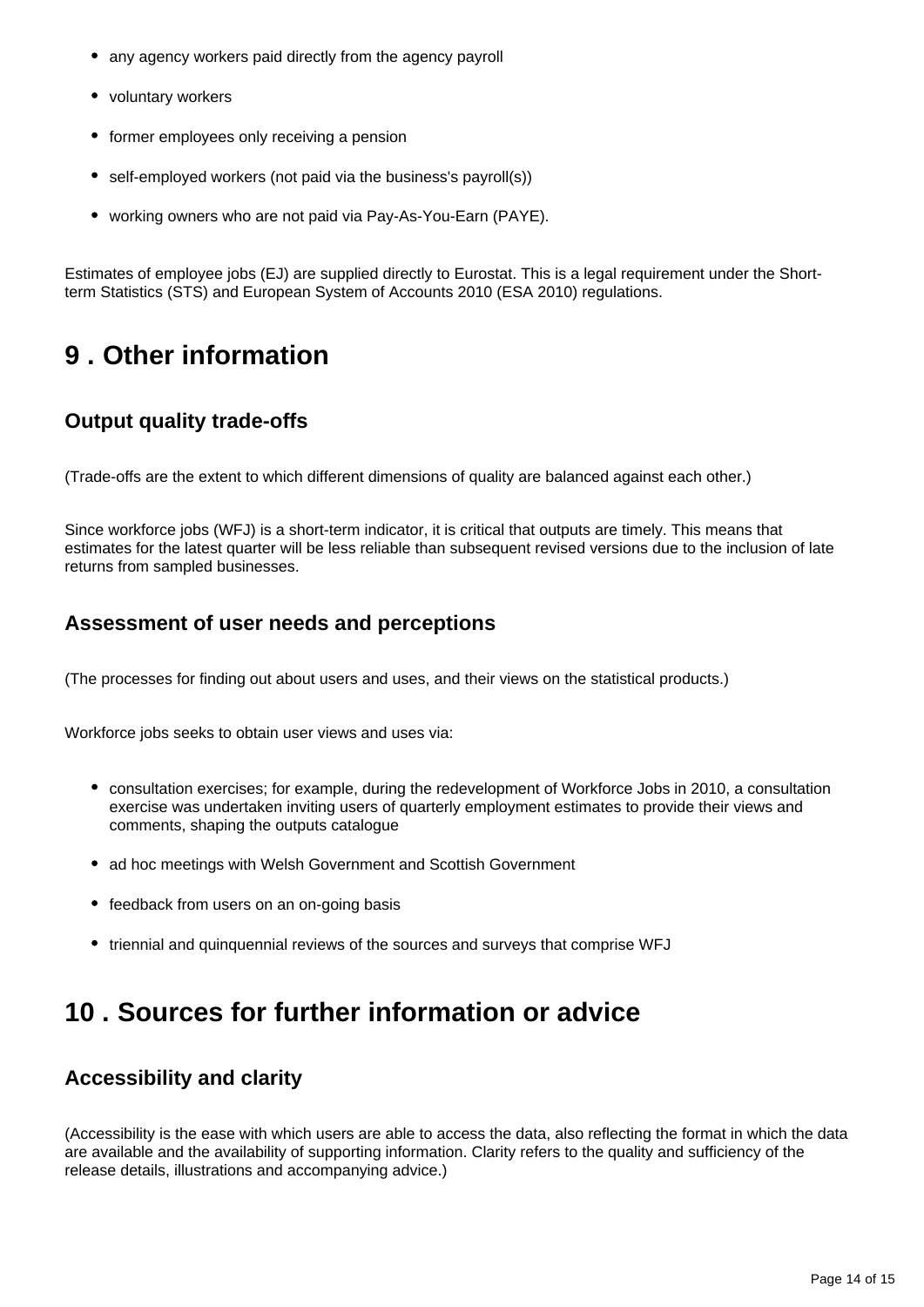- any agency workers paid directly from the agency payroll
- voluntary workers
- former employees only receiving a pension
- self-employed workers (not paid via the business's payroll(s))
- working owners who are not paid via Pay-As-You-Earn (PAYE).

Estimates of employee jobs (EJ) are supplied directly to Eurostat. This is a legal requirement under the Short-term Statistics (STS) and European System of Accounts 2010 (ESA 2010) regulations.

## 9 . Other information

### Output quality trade-offs

(Trade-offs are the extent to which different dimensions of quality are balanced against each other.)

Since workforce jobs (WFJ) is a short-term indicator, it is critical that outputs are timely. This means that estimates for the latest quarter will be less reliable than subsequent revised versions due to the inclusion of late returns from sampled businesses.

### Assessment of user needs and perceptions

(The processes for finding out about users and uses, and their views on the statistical products.)

Workforce jobs seeks to obtain user views and uses via:

- consultation exercises; for example, during the redevelopment of Workforce Jobs in 2010, a consultation exercise was undertaken inviting users of quarterly employment estimates to provide their views and comments, shaping the outputs catalogue
- ad hoc meetings with Welsh Government and Scottish Government
- feedback from users on an on-going basis
- triennial and quinquennial reviews of the sources and surveys that comprise WFJ

## 10 . Sources for further information or advice

### Accessibility and clarity

(Accessibility is the ease with which users are able to access the data, also reflecting the format in which the data are available and the availability of supporting information. Clarity refers to the quality and sufficiency of the release details, illustrations and accompanying advice.)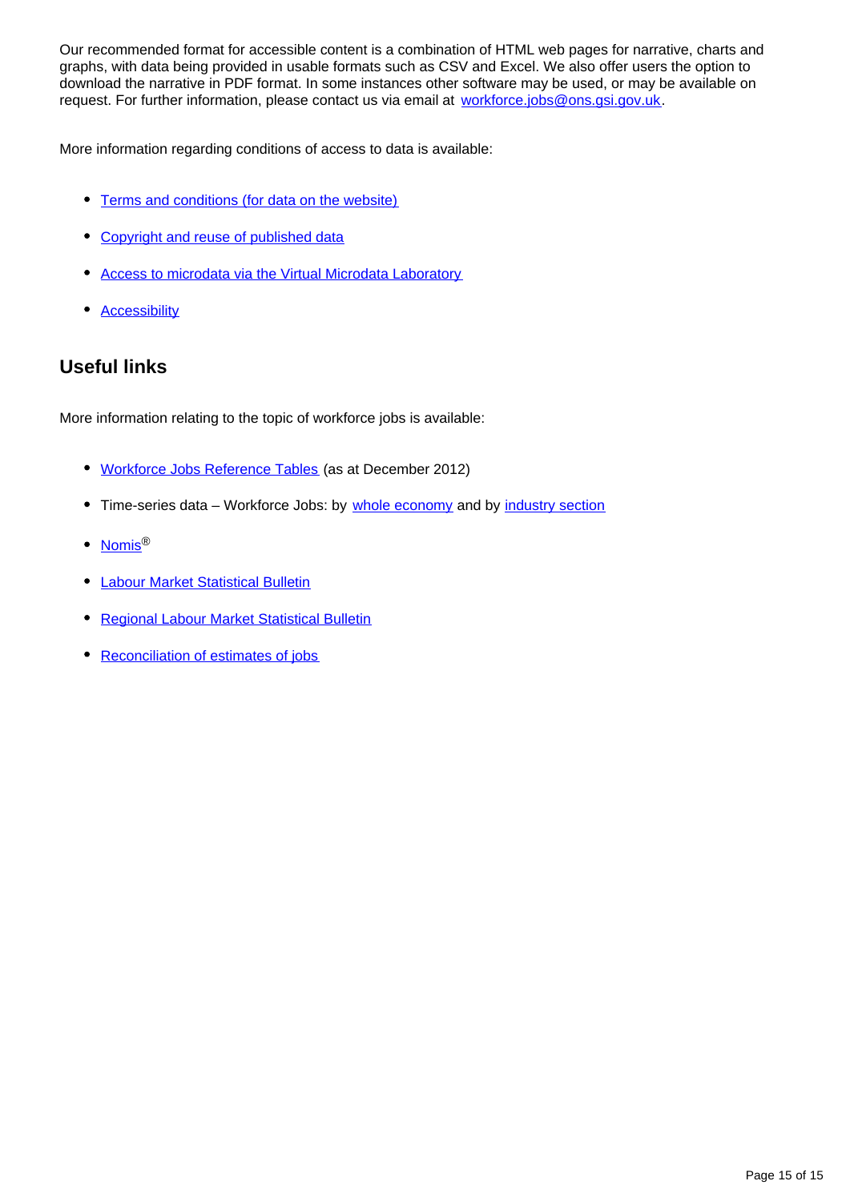Our recommended format for accessible content is a combination of HTML web pages for narrative, charts and graphs, with data being provided in usable formats such as CSV and Excel. We also offer users the option to download the narrative in PDF format. In some instances other software may be used, or may be available on request. For further information, please contact us via email at workforce.jobs@ons.gsi.gov.uk.

More information regarding conditions of access to data is available:

- Terms and conditions (for data on the website)
- Copyright and reuse of published data
- Access to microdata via the Virtual Microdata Laboratory
- Accessibility

## Useful links

More information relating to the topic of workforce jobs is available:

- Workforce Jobs Reference Tables (as at December 2012)
- Time-series data – Workforce Jobs: by whole economy and by industry section
- Nomis®
- Labour Market Statistical Bulletin
- Regional Labour Market Statistical Bulletin
- Reconciliation of estimates of jobs